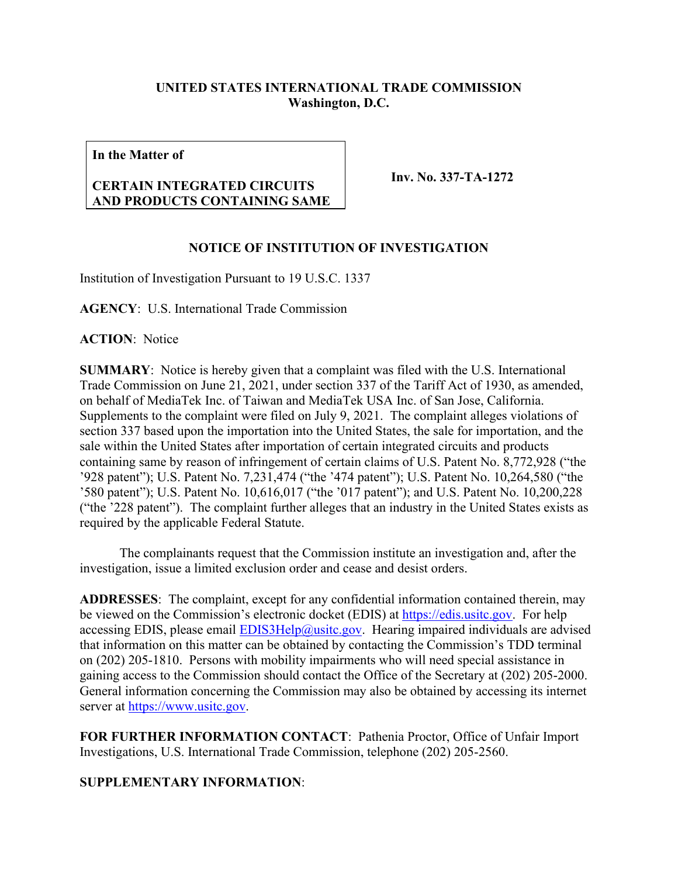**UNITED STATES INTERNATIONAL TRADE COMMISSION**
**Washington, D.C.**

**In the Matter of**

**CERTAIN INTEGRATED CIRCUITS AND PRODUCTS CONTAINING SAME**

**Inv. No. 337-TA-1272**

## NOTICE OF INSTITUTION OF INVESTIGATION

Institution of Investigation Pursuant to 19 U.S.C. 1337

**AGENCY**: U.S. International Trade Commission

**ACTION**: Notice

**SUMMARY**: Notice is hereby given that a complaint was filed with the U.S. International Trade Commission on June 21, 2021, under section 337 of the Tariff Act of 1930, as amended, on behalf of MediaTek Inc. of Taiwan and MediaTek USA Inc. of San Jose, California. Supplements to the complaint were filed on July 9, 2021. The complaint alleges violations of section 337 based upon the importation into the United States, the sale for importation, and the sale within the United States after importation of certain integrated circuits and products containing same by reason of infringement of certain claims of U.S. Patent No. 8,772,928 ("the '928 patent"); U.S. Patent No. 7,231,474 ("the '474 patent"); U.S. Patent No. 10,264,580 ("the '580 patent"); U.S. Patent No. 10,616,017 ("the '017 patent"); and U.S. Patent No. 10,200,228 ("the '228 patent"). The complaint further alleges that an industry in the United States exists as required by the applicable Federal Statute.

The complainants request that the Commission institute an investigation and, after the investigation, issue a limited exclusion order and cease and desist orders.

**ADDRESSES**: The complaint, except for any confidential information contained therein, may be viewed on the Commission's electronic docket (EDIS) at https://edis.usitc.gov. For help accessing EDIS, please email EDIS3Help@usitc.gov. Hearing impaired individuals are advised that information on this matter can be obtained by contacting the Commission's TDD terminal on (202) 205-1810. Persons with mobility impairments who will need special assistance in gaining access to the Commission should contact the Office of the Secretary at (202) 205-2000. General information concerning the Commission may also be obtained by accessing its internet server at https://www.usitc.gov.

**FOR FURTHER INFORMATION CONTACT**: Pathenia Proctor, Office of Unfair Import Investigations, U.S. International Trade Commission, telephone (202) 205-2560.

**SUPPLEMENTARY INFORMATION**: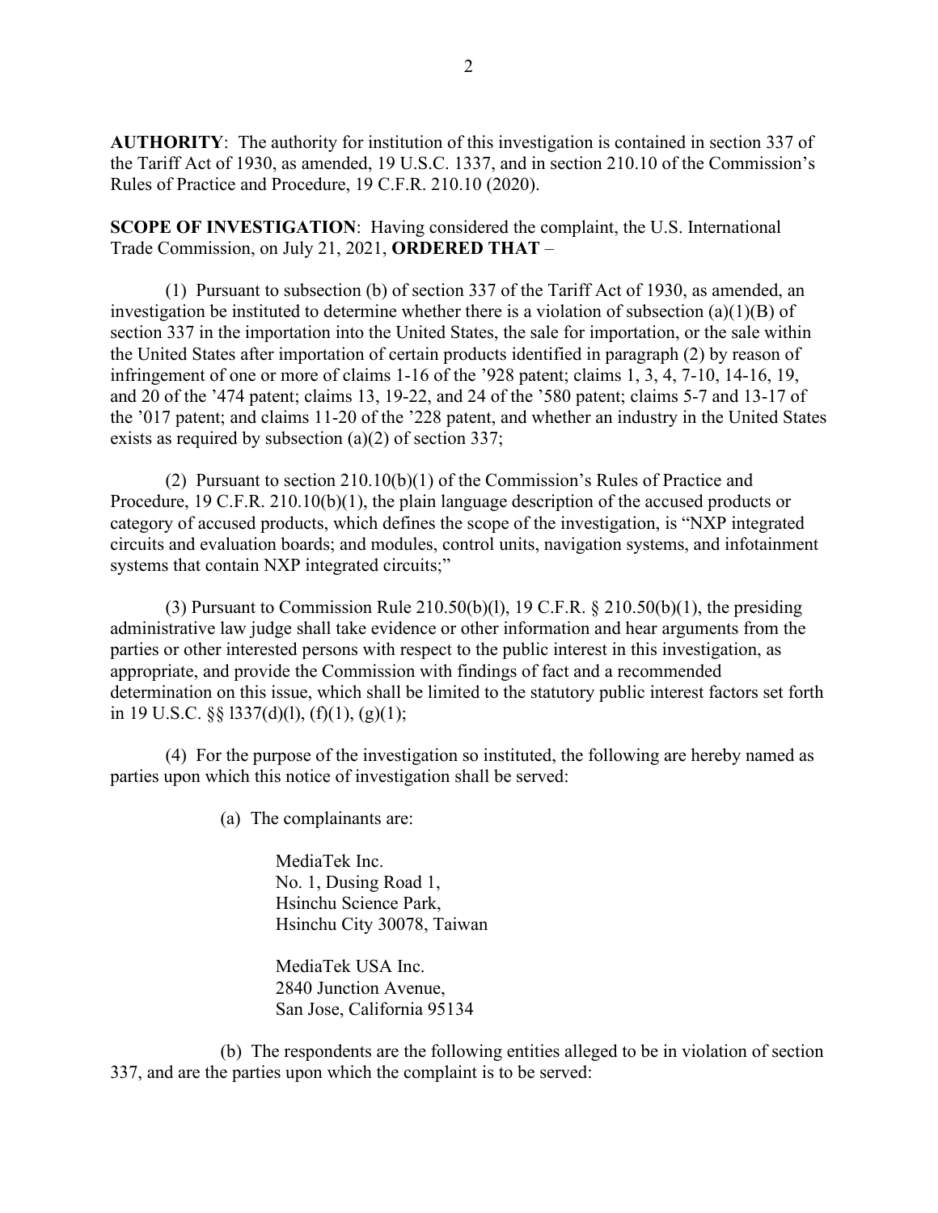**AUTHORITY**: The authority for institution of this investigation is contained in section 337 of the Tariff Act of 1930, as amended, 19 U.S.C. 1337, and in section 210.10 of the Commission's Rules of Practice and Procedure, 19 C.F.R. 210.10 (2020).

**SCOPE OF INVESTIGATION**: Having considered the complaint, the U.S. International Trade Commission, on July 21, 2021, **ORDERED THAT** –

(1) Pursuant to subsection (b) of section 337 of the Tariff Act of 1930, as amended, an investigation be instituted to determine whether there is a violation of subsection (a)(1)(B) of section 337 in the importation into the United States, the sale for importation, or the sale within the United States after importation of certain products identified in paragraph (2) by reason of infringement of one or more of claims 1-16 of the '928 patent; claims 1, 3, 4, 7-10, 14-16, 19, and 20 of the '474 patent; claims 13, 19-22, and 24 of the '580 patent; claims 5-7 and 13-17 of the '017 patent; and claims 11-20 of the '228 patent, and whether an industry in the United States exists as required by subsection (a)(2) of section 337;

(2) Pursuant to section 210.10(b)(1) of the Commission's Rules of Practice and Procedure, 19 C.F.R. 210.10(b)(1), the plain language description of the accused products or category of accused products, which defines the scope of the investigation, is "NXP integrated circuits and evaluation boards; and modules, control units, navigation systems, and infotainment systems that contain NXP integrated circuits;"

(3) Pursuant to Commission Rule 210.50(b)(l), 19 C.F.R. § 210.50(b)(1), the presiding administrative law judge shall take evidence or other information and hear arguments from the parties or other interested persons with respect to the public interest in this investigation, as appropriate, and provide the Commission with findings of fact and a recommended determination on this issue, which shall be limited to the statutory public interest factors set forth in 19 U.S.C. §§ l337(d)(l), (f)(1), (g)(1);

(4) For the purpose of the investigation so instituted, the following are hereby named as parties upon which this notice of investigation shall be served:

(a) The complainants are:

MediaTek Inc.
No. 1, Dusing Road 1,
Hsinchu Science Park,
Hsinchu City 30078, Taiwan

MediaTek USA Inc.
2840 Junction Avenue,
San Jose, California 95134

(b) The respondents are the following entities alleged to be in violation of section 337, and are the parties upon which the complaint is to be served: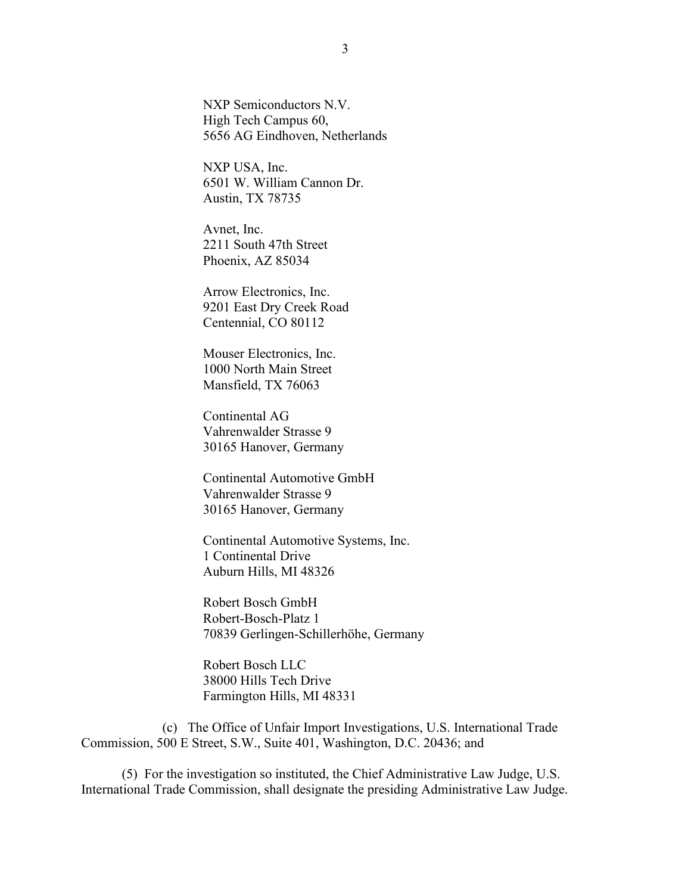NXP Semiconductors N.V.
High Tech Campus 60,
5656 AG Eindhoven, Netherlands

NXP USA, Inc.
6501 W. William Cannon Dr.
Austin, TX 78735

Avnet, Inc.
2211 South 47th Street
Phoenix, AZ 85034

Arrow Electronics, Inc.
9201 East Dry Creek Road
Centennial, CO 80112

Mouser Electronics, Inc.
1000 North Main Street
Mansfield, TX 76063

Continental AG
Vahrenwalder Strasse 9
30165 Hanover, Germany

Continental Automotive GmbH
Vahrenwalder Strasse 9
30165 Hanover, Germany

Continental Automotive Systems, Inc.
1 Continental Drive
Auburn Hills, MI 48326

Robert Bosch GmbH
Robert-Bosch-Platz 1
70839 Gerlingen-Schillerhöhe, Germany

Robert Bosch LLC
38000 Hills Tech Drive
Farmington Hills, MI 48331

(c) The Office of Unfair Import Investigations, U.S. International Trade Commission, 500 E Street, S.W., Suite 401, Washington, D.C. 20436; and

(5) For the investigation so instituted, the Chief Administrative Law Judge, U.S. International Trade Commission, shall designate the presiding Administrative Law Judge.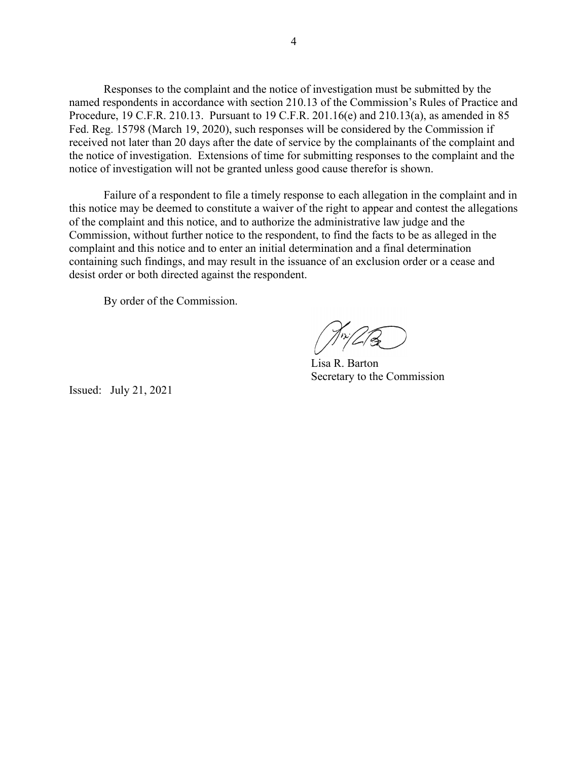Responses to the complaint and the notice of investigation must be submitted by the named respondents in accordance with section 210.13 of the Commission's Rules of Practice and Procedure, 19 C.F.R. 210.13. Pursuant to 19 C.F.R. 201.16(e) and 210.13(a), as amended in 85 Fed. Reg. 15798 (March 19, 2020), such responses will be considered by the Commission if received not later than 20 days after the date of service by the complainants of the complaint and the notice of investigation. Extensions of time for submitting responses to the complaint and the notice of investigation will not be granted unless good cause therefor is shown.

Failure of a respondent to file a timely response to each allegation in the complaint and in this notice may be deemed to constitute a waiver of the right to appear and contest the allegations of the complaint and this notice, and to authorize the administrative law judge and the Commission, without further notice to the respondent, to find the facts to be as alleged in the complaint and this notice and to enter an initial determination and a final determination containing such findings, and may result in the issuance of an exclusion order or a cease and desist order or both directed against the respondent.

By order of the Commission.

Lisa R. Barton
Secretary to the Commission

Issued: July 21, 2021